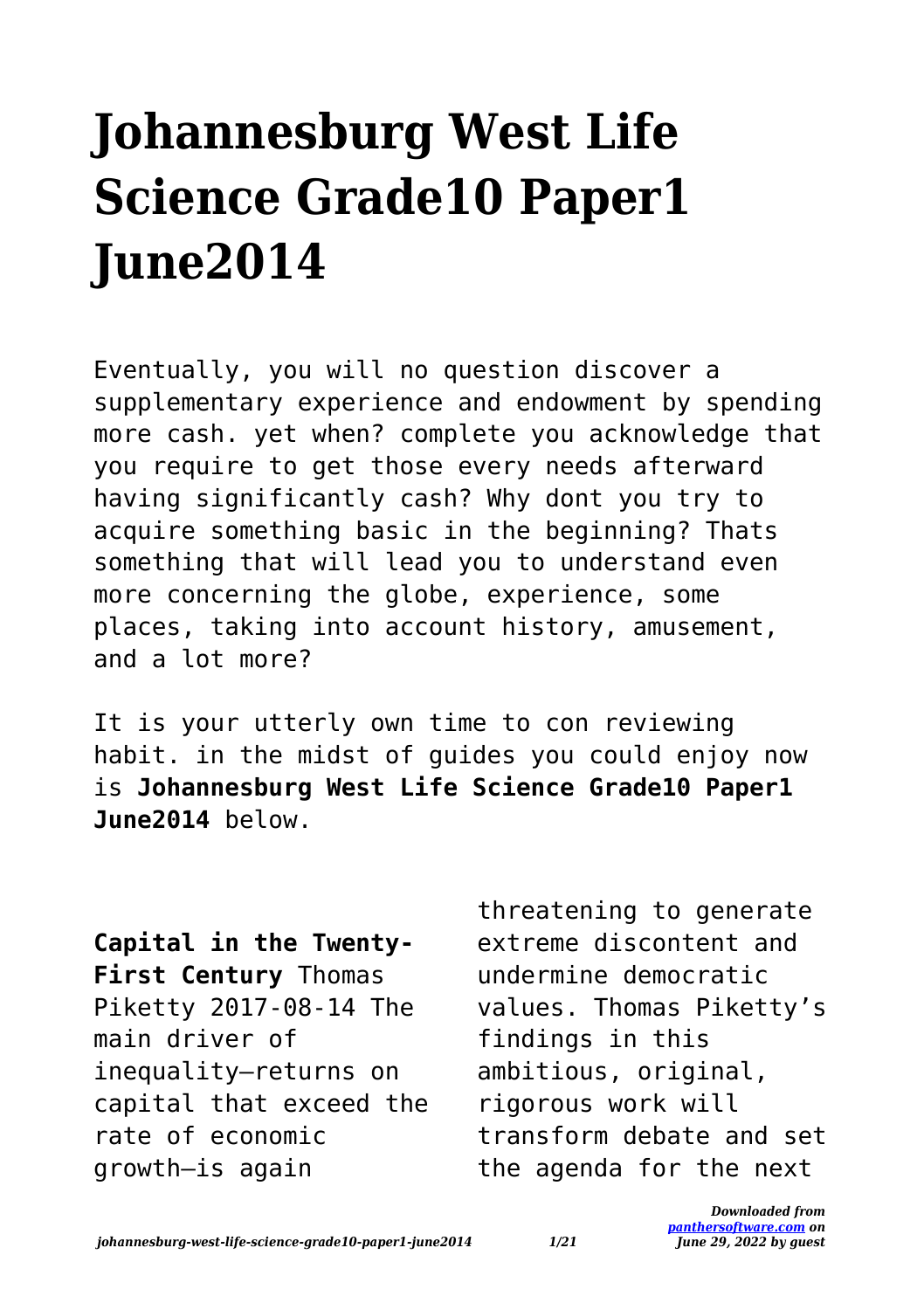# Johannesburg West Life Science Grade10 Paper1 June2014

Eventually, you will no question discover a supplementary experience and endowment by spending more cash. yet when? complete you acknowledge that you require to get those every needs afterward having significantly cash? Why dont you try to acquire something basic in the beginning? Thats something that will lead you to understand even more concerning the globe, experience, some places, taking into account history, amusement, and a lot more?

It is your utterly own time to con reviewing habit. in the midst of guides you could enjoy now is **Johannesburg West Life Science Grade10 Paper1 June2014** below.

**Capital in the Twenty-First Century** Thomas Piketty 2017-08-14 The main driver of inequality—returns on capital that exceed the rate of economic growth—is again threatening to generate extreme discontent and undermine democratic values. Thomas Piketty's findings in this ambitious, original, rigorous work will transform debate and set the agenda for the next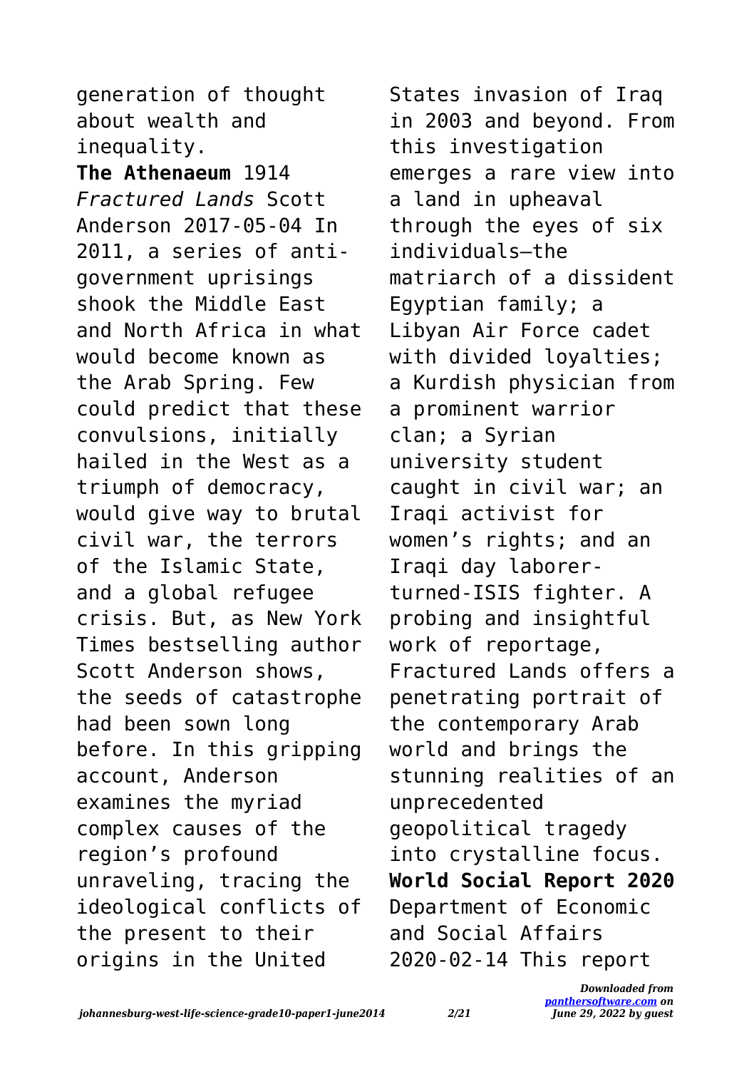generation of thought about wealth and inequality.

**The Athenaeum** 1914

*Fractured Lands* Scott Anderson 2017-05-04 In 2011, a series of anti-government uprisings shook the Middle East and North Africa in what would become known as the Arab Spring. Few could predict that these convulsions, initially hailed in the West as a triumph of democracy, would give way to brutal civil war, the terrors of the Islamic State, and a global refugee crisis. But, as New York Times bestselling author Scott Anderson shows, the seeds of catastrophe had been sown long before. In this gripping account, Anderson examines the myriad complex causes of the region's profound unraveling, tracing the ideological conflicts of the present to their origins in the United States invasion of Iraq in 2003 and beyond. From this investigation emerges a rare view into a land in upheaval through the eyes of six individuals—the matriarch of a dissident Egyptian family; a Libyan Air Force cadet with divided loyalties; a Kurdish physician from a prominent warrior clan; a Syrian university student caught in civil war; an Iraqi activist for women's rights; and an Iraqi day laborer-turned-ISIS fighter. A probing and insightful work of reportage, Fractured Lands offers a penetrating portrait of the contemporary Arab world and brings the stunning realities of an unprecedented geopolitical tragedy into crystalline focus.

**World Social Report 2020** Department of Economic and Social Affairs 2020-02-14 This report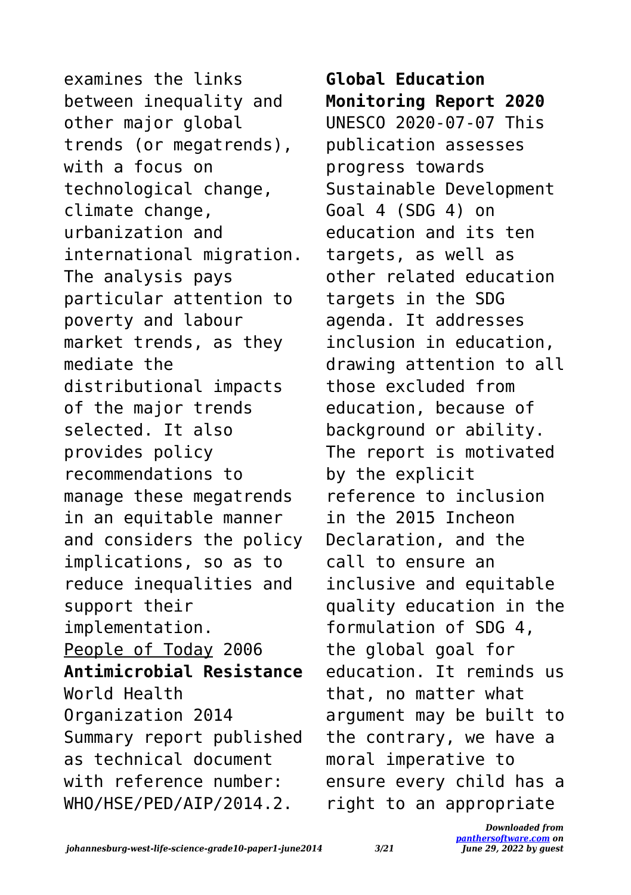examines the links between inequality and other major global trends (or megatrends), with a focus on technological change, climate change, urbanization and international migration. The analysis pays particular attention to poverty and labour market trends, as they mediate the distributional impacts of the major trends selected. It also provides policy recommendations to manage these megatrends in an equitable manner and considers the policy implications, so as to reduce inequalities and support their implementation.

People of Today 2006

**Antimicrobial Resistance** World Health Organization 2014 Summary report published as technical document with reference number: WHO/HSE/PED/AIP/2014.2.

**Global Education Monitoring Report 2020** UNESCO 2020-07-07 This publication assesses progress towards Sustainable Development Goal 4 (SDG 4) on education and its ten targets, as well as other related education targets in the SDG agenda. It addresses inclusion in education, drawing attention to all those excluded from education, because of background or ability. The report is motivated by the explicit reference to inclusion in the 2015 Incheon Declaration, and the call to ensure an inclusive and equitable quality education in the formulation of SDG 4, the global goal for education. It reminds us that, no matter what argument may be built to the contrary, we have a moral imperative to ensure every child has a right to an appropriate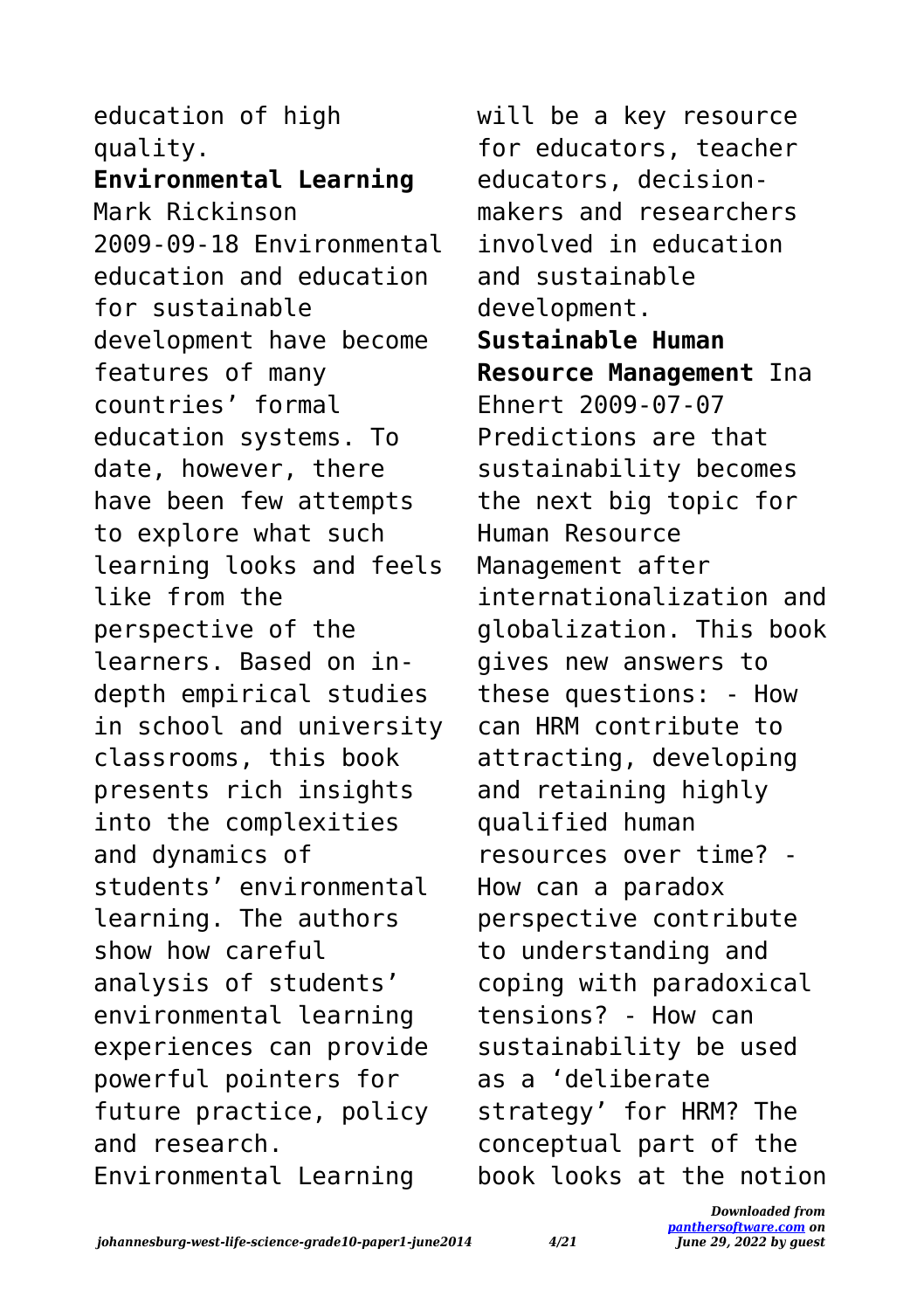education of high quality.

**Environmental Learning** Mark Rickinson 2009-09-18 Environmental education and education for sustainable development have become features of many countries' formal education systems. To date, however, there have been few attempts to explore what such learning looks and feels like from the perspective of the learners. Based on in-depth empirical studies in school and university classrooms, this book presents rich insights into the complexities and dynamics of students' environmental learning. The authors show how careful analysis of students' environmental learning experiences can provide powerful pointers for future practice, policy and research. Environmental Learning will be a key resource for educators, teacher educators, decision-makers and researchers involved in education and sustainable development.

**Sustainable Human Resource Management** Ina Ehnert 2009-07-07 Predictions are that sustainability becomes the next big topic for Human Resource Management after internationalization and globalization. This book gives new answers to these questions: - How can HRM contribute to attracting, developing and retaining highly qualified human resources over time? - How can a paradox perspective contribute to understanding and coping with paradoxical tensions? - How can sustainability be used as a 'deliberate strategy' for HRM? The conceptual part of the book looks at the notion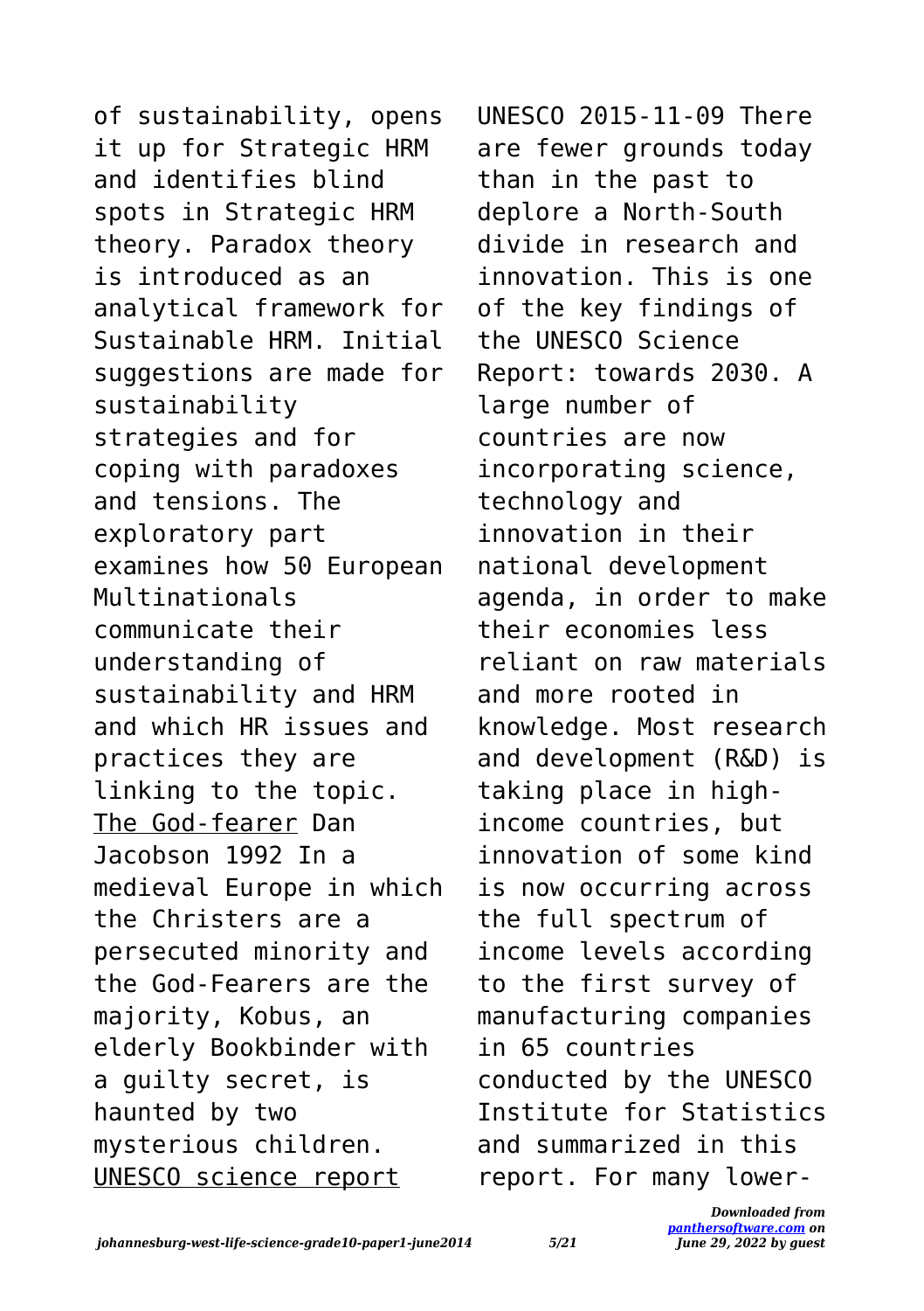of sustainability, opens it up for Strategic HRM and identifies blind spots in Strategic HRM theory. Paradox theory is introduced as an analytical framework for Sustainable HRM. Initial suggestions are made for sustainability strategies and for coping with paradoxes and tensions. The exploratory part examines how 50 European Multinationals communicate their understanding of sustainability and HRM and which HR issues and practices they are linking to the topic.

The God-fearer Dan Jacobson 1992 In a medieval Europe in which the Christers are a persecuted minority and the God-Fearers are the majority, Kobus, an elderly Bookbinder with a guilty secret, is haunted by two mysterious children.

UNESCO science report UNESCO 2015-11-09 There are fewer grounds today than in the past to deplore a North-South divide in research and innovation. This is one of the key findings of the UNESCO Science Report: towards 2030. A large number of countries are now incorporating science, technology and innovation in their national development agenda, in order to make their economies less reliant on raw materials and more rooted in knowledge. Most research and development (R&D) is taking place in high-income countries, but innovation of some kind is now occurring across the full spectrum of income levels according to the first survey of manufacturing companies in 65 countries conducted by the UNESCO Institute for Statistics and summarized in this report. For many lower-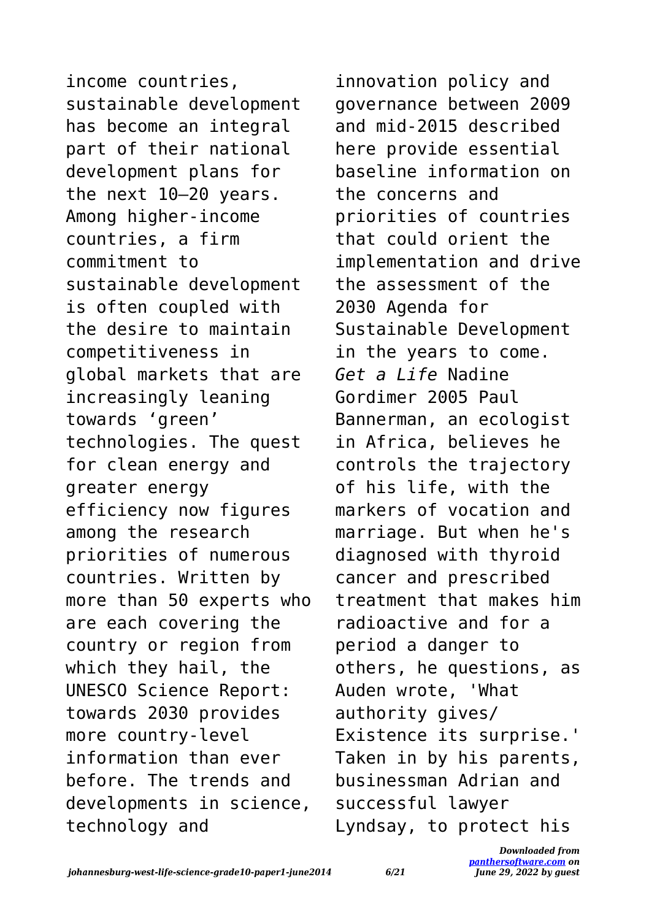income countries, sustainable development has become an integral part of their national development plans for the next 10–20 years. Among higher-income countries, a firm commitment to sustainable development is often coupled with the desire to maintain competitiveness in global markets that are increasingly leaning towards 'green' technologies. The quest for clean energy and greater energy efficiency now figures among the research priorities of numerous countries. Written by more than 50 experts who are each covering the country or region from which they hail, the UNESCO Science Report: towards 2030 provides more country-level information than ever before. The trends and developments in science, technology and innovation policy and governance between 2009 and mid-2015 described here provide essential baseline information on the concerns and priorities of countries that could orient the implementation and drive the assessment of the 2030 Agenda for Sustainable Development in the years to come.

*Get a Life* Nadine Gordimer 2005 Paul Bannerman, an ecologist in Africa, believes he controls the trajectory of his life, with the markers of vocation and marriage. But when he's diagnosed with thyroid cancer and prescribed treatment that makes him radioactive and for a period a danger to others, he questions, as Auden wrote, 'What authority gives/ Existence its surprise.' Taken in by his parents, businessman Adrian and successful lawyer Lyndsay, to protect his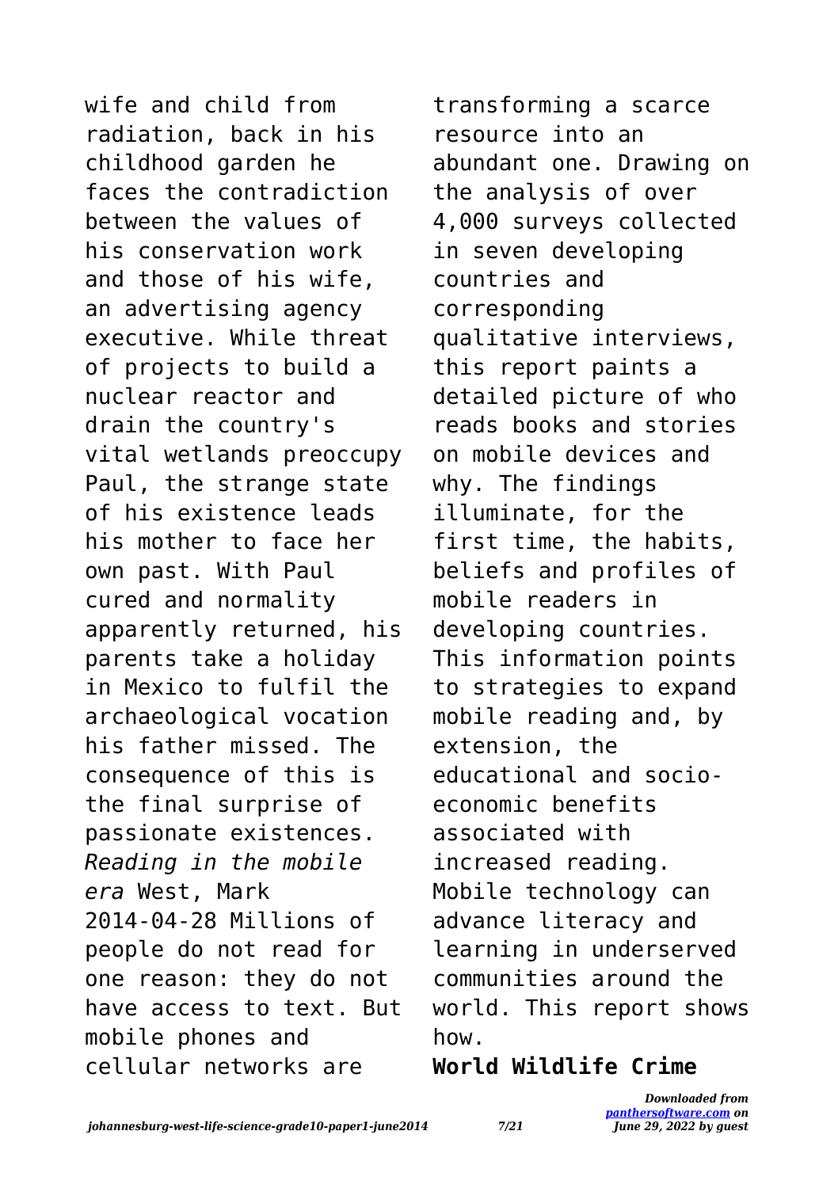wife and child from radiation, back in his childhood garden he faces the contradiction between the values of his conservation work and those of his wife, an advertising agency executive. While threat of projects to build a nuclear reactor and drain the country's vital wetlands preoccupy Paul, the strange state of his existence leads his mother to face her own past. With Paul cured and normality apparently returned, his parents take a holiday in Mexico to fulfil the archaeological vocation his father missed. The consequence of this is the final surprise of passionate existences.

*Reading in the mobile era* West, Mark 2014-04-28 Millions of people do not read for one reason: they do not have access to text. But mobile phones and cellular networks are transforming a scarce resource into an abundant one. Drawing on the analysis of over 4,000 surveys collected in seven developing countries and corresponding qualitative interviews, this report paints a detailed picture of who reads books and stories on mobile devices and why. The findings illuminate, for the first time, the habits, beliefs and profiles of mobile readers in developing countries. This information points to strategies to expand mobile reading and, by extension, the educational and socio-economic benefits associated with increased reading. Mobile technology can advance literacy and learning in underserved communities around the world. This report shows how.

**World Wildlife Crime**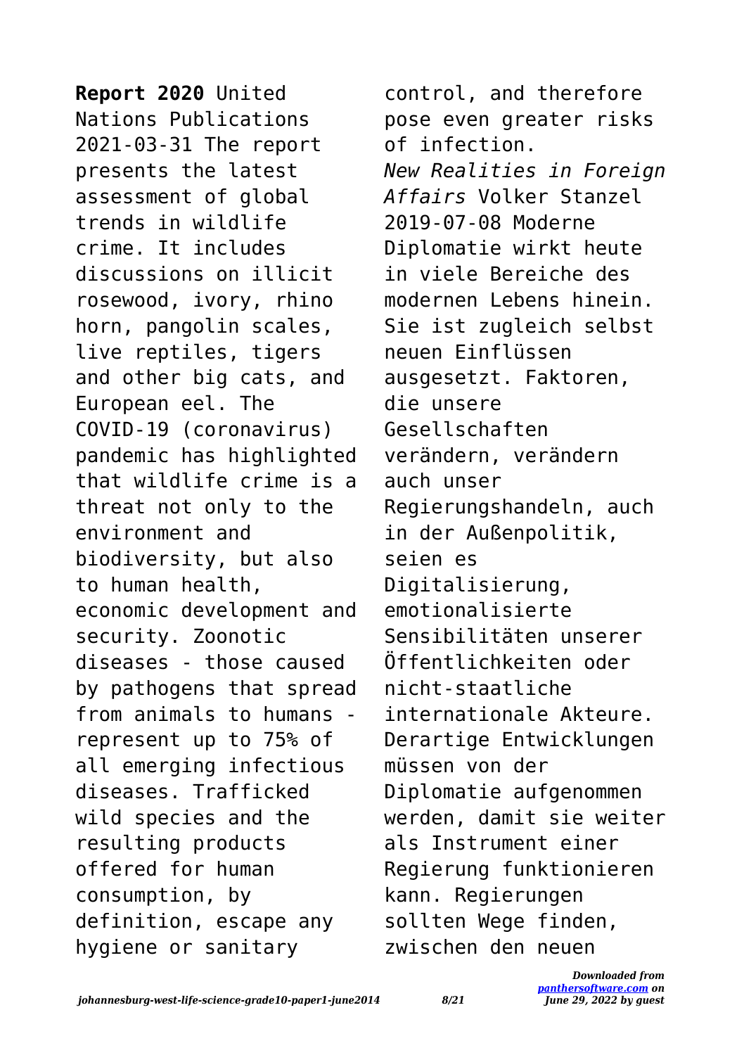**Report 2020** United Nations Publications 2021-03-31 The report presents the latest assessment of global trends in wildlife crime. It includes discussions on illicit rosewood, ivory, rhino horn, pangolin scales, live reptiles, tigers and other big cats, and European eel. The COVID-19 (coronavirus) pandemic has highlighted that wildlife crime is a threat not only to the environment and biodiversity, but also to human health, economic development and security. Zoonotic diseases - those caused by pathogens that spread from animals to humans - represent up to 75% of all emerging infectious diseases. Trafficked wild species and the resulting products offered for human consumption, by definition, escape any hygiene or sanitary control, and therefore pose even greater risks of infection.

*New Realities in Foreign Affairs* Volker Stanzel 2019-07-08 Moderne Diplomatie wirkt heute in viele Bereiche des modernen Lebens hinein. Sie ist zugleich selbst neuen Einflüssen ausgesetzt. Faktoren, die unsere Gesellschaften verändern, verändern auch unser Regierungshandeln, auch in der Außenpolitik, seien es Digitalisierung, emotionalisierte Sensibilitäten unserer Öffentlichkeiten oder nicht-staatliche internationale Akteure. Derartige Entwicklungen müssen von der Diplomatie aufgenommen werden, damit sie weiter als Instrument einer Regierung funktionieren kann. Regierungen sollten Wege finden, zwischen den neuen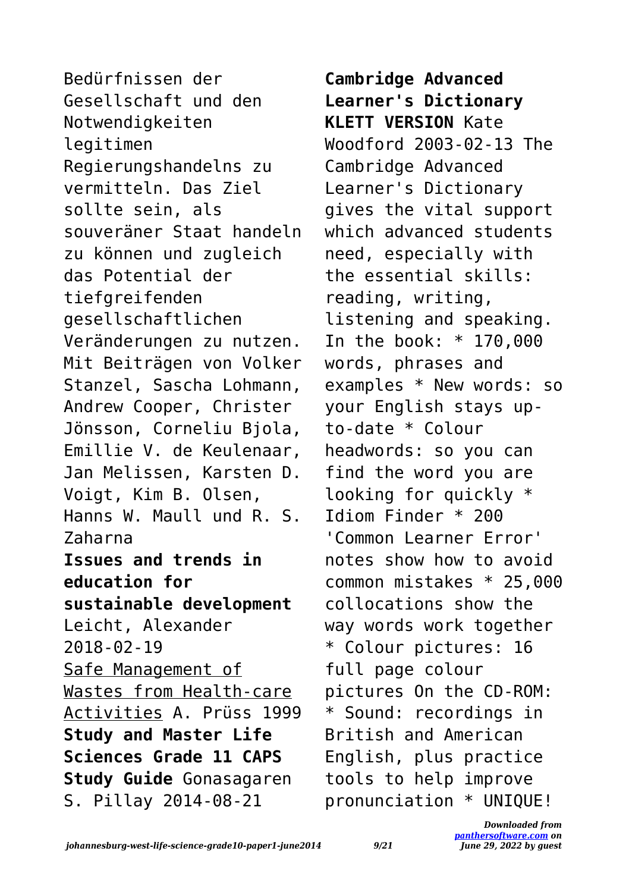Bedürfnissen der Gesellschaft und den Notwendigkeiten legitimen Regierungshandelns zu vermitteln. Das Ziel sollte sein, als souveräner Staat handeln zu können und zugleich das Potential der tiefgreifenden gesellschaftlichen Veränderungen zu nutzen. Mit Beiträgen von Volker Stanzel, Sascha Lohmann, Andrew Cooper, Christer Jönsson, Corneliu Bjola, Emillie V. de Keulenaar, Jan Melissen, Karsten D. Voigt, Kim B. Olsen, Hanns W. Maull und R. S. Zaharna

**Issues and trends in education for sustainable development** Leicht, Alexander 2018-02-19

Safe Management of Wastes from Health-care Activities A. Prüss 1999

**Study and Master Life Sciences Grade 11 CAPS Study Guide** Gonasagaren S. Pillay 2014-08-21

**Cambridge Advanced Learner's Dictionary KLETT VERSION** Kate Woodford 2003-02-13 The Cambridge Advanced Learner's Dictionary gives the vital support which advanced students need, especially with the essential skills: reading, writing, listening and speaking. In the book: * 170,000 words, phrases and examples * New words: so your English stays up-to-date * Colour headwords: so you can find the word you are looking for quickly * Idiom Finder * 200 'Common Learner Error' notes show how to avoid common mistakes * 25,000 collocations show the way words work together * Colour pictures: 16 full page colour pictures On the CD-ROM: * Sound: recordings in British and American English, plus practice tools to help improve pronunciation * UNIQUE!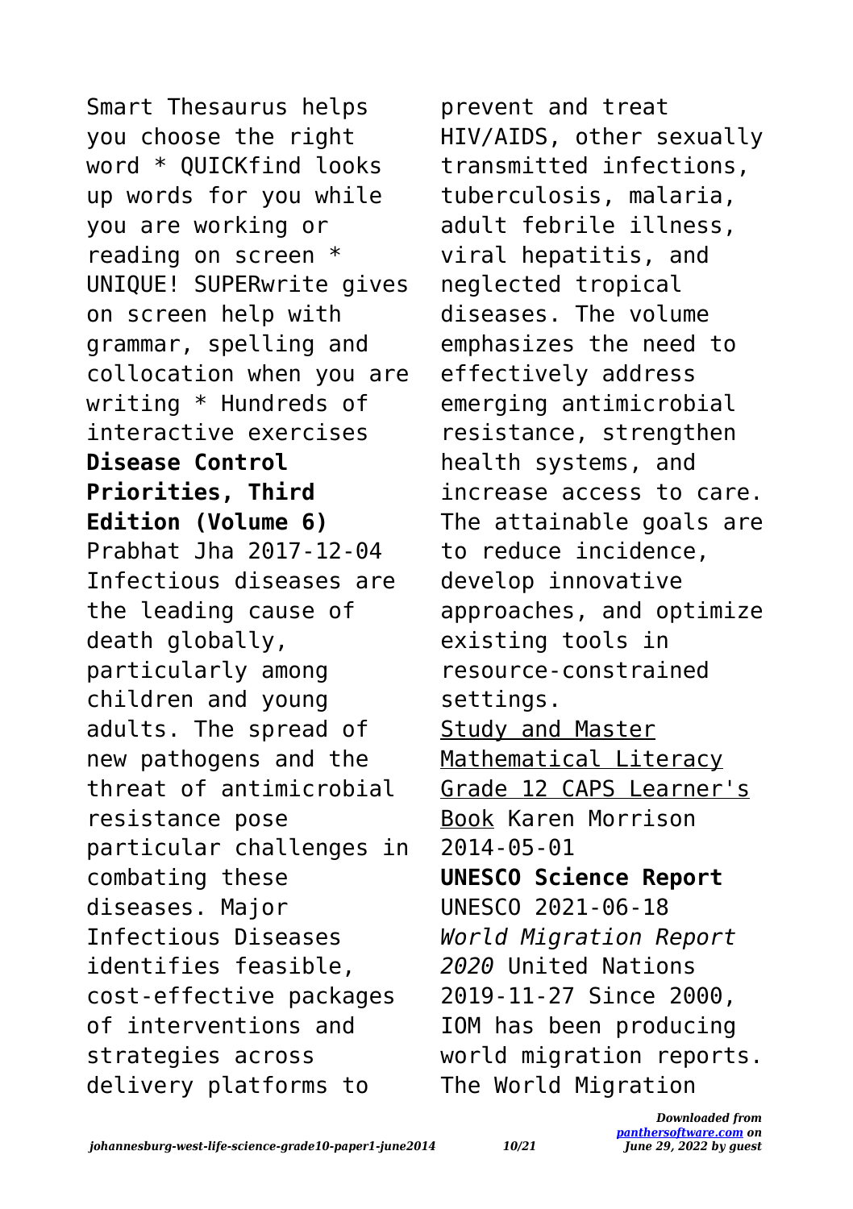Smart Thesaurus helps you choose the right word * QUICKfind looks up words for you while you are working or reading on screen * UNIQUE! SUPERwrite gives on screen help with grammar, spelling and collocation when you are writing * Hundreds of interactive exercises

**Disease Control Priorities, Third Edition (Volume 6)** Prabhat Jha 2017-12-04 Infectious diseases are the leading cause of death globally, particularly among children and young adults. The spread of new pathogens and the threat of antimicrobial resistance pose particular challenges in combating these diseases. Major Infectious Diseases identifies feasible, cost-effective packages of interventions and strategies across delivery platforms to prevent and treat HIV/AIDS, other sexually transmitted infections, tuberculosis, malaria, adult febrile illness, viral hepatitis, and neglected tropical diseases. The volume emphasizes the need to effectively address emerging antimicrobial resistance, strengthen health systems, and increase access to care. The attainable goals are to reduce incidence, develop innovative approaches, and optimize existing tools in resource-constrained settings.

Study and Master Mathematical Literacy Grade 12 CAPS Learner's Book Karen Morrison 2014-05-01

**UNESCO Science Report** UNESCO 2021-06-18

*World Migration Report 2020* United Nations 2019-11-27 Since 2000, IOM has been producing world migration reports. The World Migration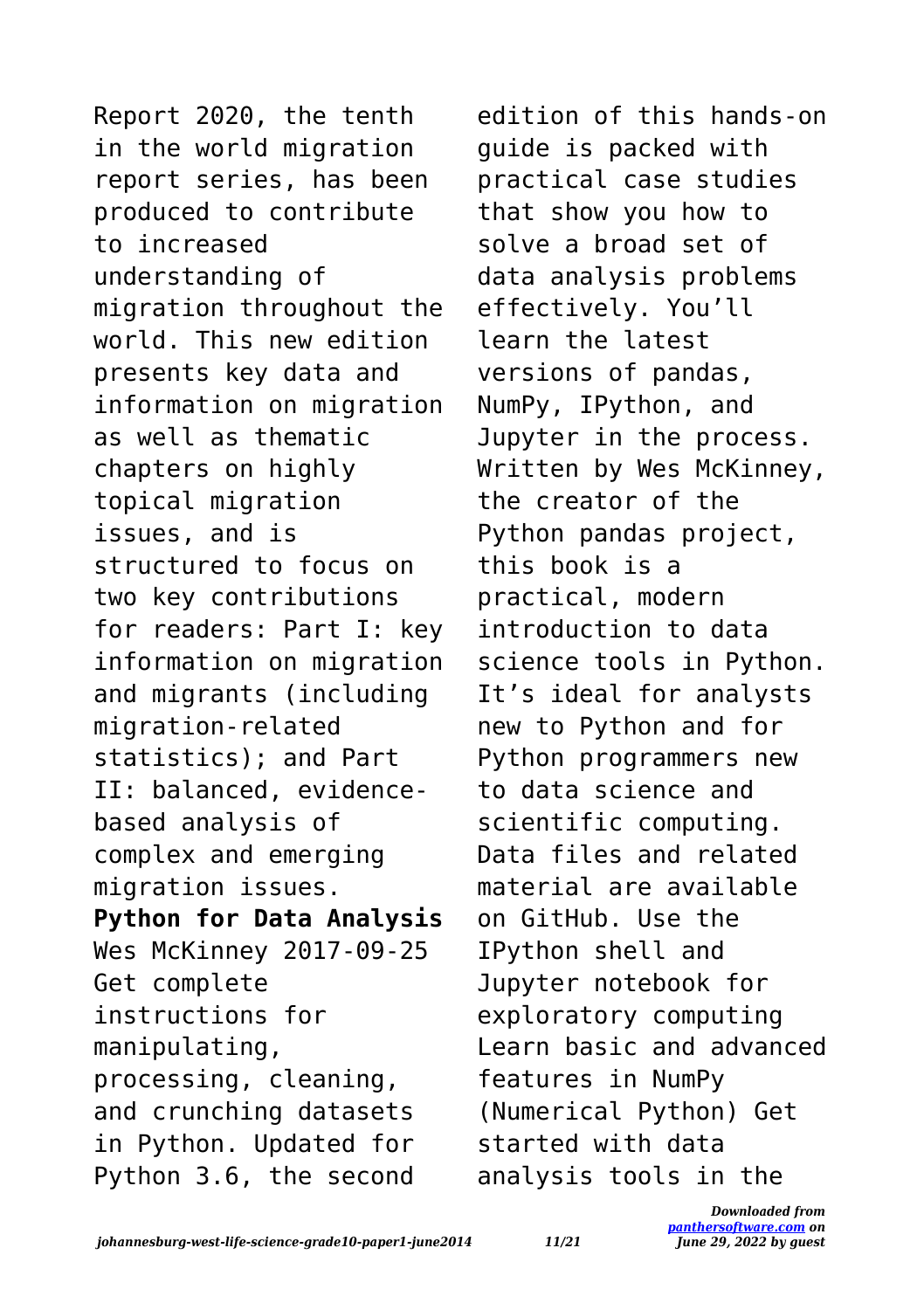Report 2020, the tenth in the world migration report series, has been produced to contribute to increased understanding of migration throughout the world. This new edition presents key data and information on migration as well as thematic chapters on highly topical migration issues, and is structured to focus on two key contributions for readers: Part I: key information on migration and migrants (including migration-related statistics); and Part II: balanced, evidence-based analysis of complex and emerging migration issues.

**Python for Data Analysis** Wes McKinney 2017-09-25 Get complete instructions for manipulating, processing, cleaning, and crunching datasets in Python. Updated for Python 3.6, the second edition of this hands-on guide is packed with practical case studies that show you how to solve a broad set of data analysis problems effectively. You'll learn the latest versions of pandas, NumPy, IPython, and Jupyter in the process. Written by Wes McKinney, the creator of the Python pandas project, this book is a practical, modern introduction to data science tools in Python. It's ideal for analysts new to Python and for Python programmers new to data science and scientific computing. Data files and related material are available on GitHub. Use the IPython shell and Jupyter notebook for exploratory computing Learn basic and advanced features in NumPy (Numerical Python) Get started with data analysis tools in the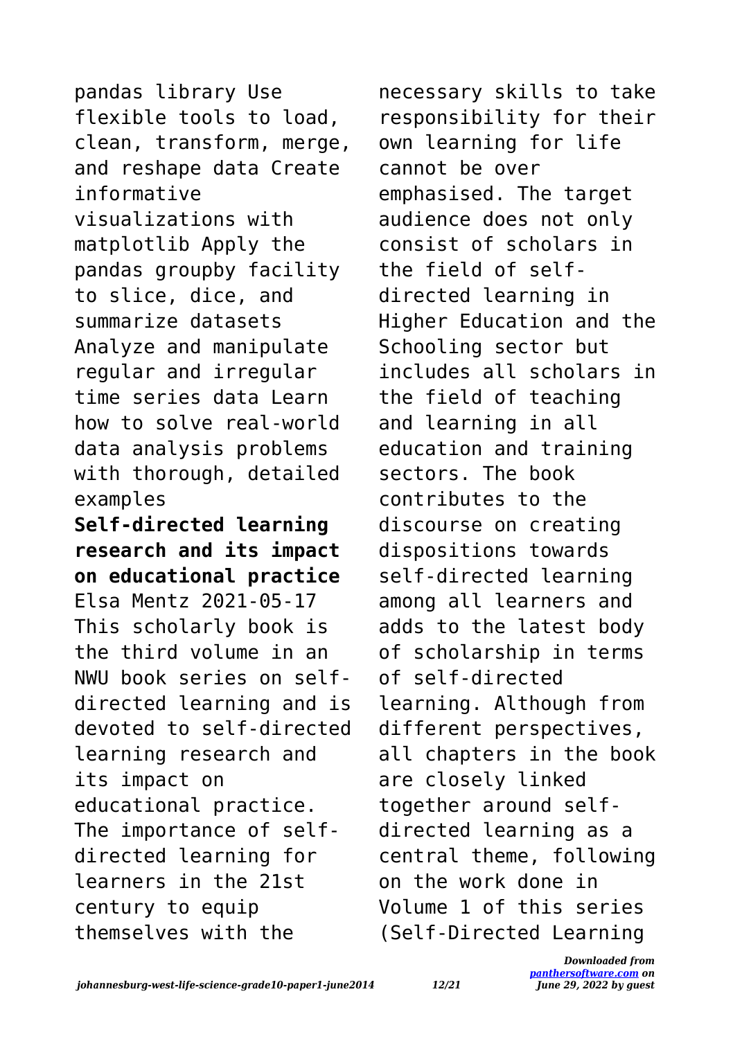pandas library Use flexible tools to load, clean, transform, merge, and reshape data Create informative visualizations with matplotlib Apply the pandas groupby facility to slice, dice, and summarize datasets Analyze and manipulate regular and irregular time series data Learn how to solve real-world data analysis problems with thorough, detailed examples

**Self-directed learning research and its impact on educational practice** Elsa Mentz 2021-05-17 This scholarly book is the third volume in an NWU book series on self-directed learning and is devoted to self-directed learning research and its impact on educational practice. The importance of self-directed learning for learners in the 21st century to equip themselves with the necessary skills to take responsibility for their own learning for life cannot be over emphasised. The target audience does not only consist of scholars in the field of self-directed learning in Higher Education and the Schooling sector but includes all scholars in the field of teaching and learning in all education and training sectors. The book contributes to the discourse on creating dispositions towards self-directed learning among all learners and adds to the latest body of scholarship in terms of self-directed learning. Although from different perspectives, all chapters in the book are closely linked together around self-directed learning as a central theme, following on the work done in Volume 1 of this series (Self-Directed Learning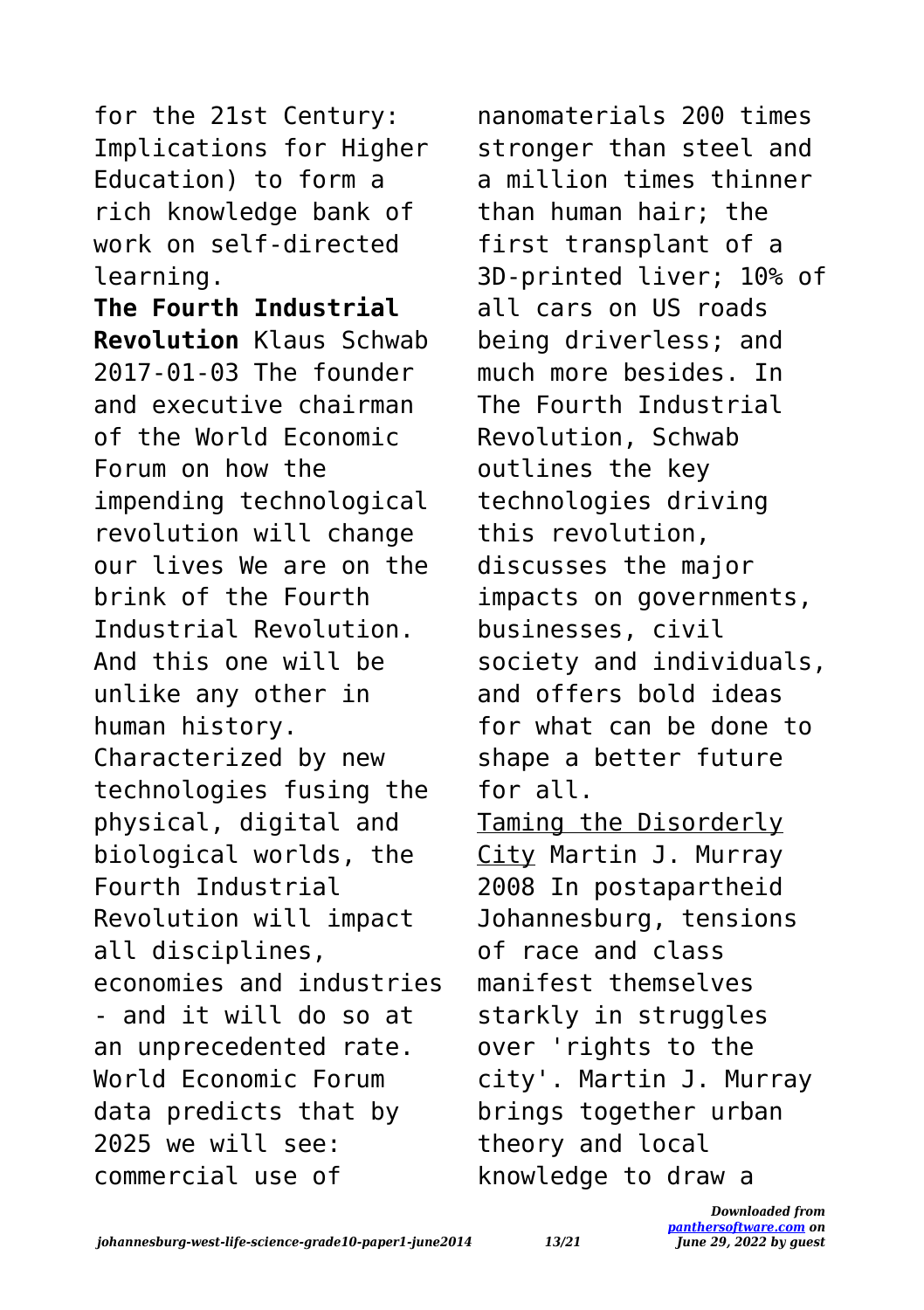for the 21st Century: Implications for Higher Education) to form a rich knowledge bank of work on self-directed learning.

**The Fourth Industrial Revolution** Klaus Schwab 2017-01-03 The founder and executive chairman of the World Economic Forum on how the impending technological revolution will change our lives We are on the brink of the Fourth Industrial Revolution. And this one will be unlike any other in human history. Characterized by new technologies fusing the physical, digital and biological worlds, the Fourth Industrial Revolution will impact all disciplines, economies and industries - and it will do so at an unprecedented rate. World Economic Forum data predicts that by 2025 we will see: commercial use of nanomaterials 200 times stronger than steel and a million times thinner than human hair; the first transplant of a 3D-printed liver; 10% of all cars on US roads being driverless; and much more besides. In The Fourth Industrial Revolution, Schwab outlines the key technologies driving this revolution, discusses the major impacts on governments, businesses, civil society and individuals, and offers bold ideas for what can be done to shape a better future for all.

Taming the Disorderly City Martin J. Murray 2008 In postapartheid Johannesburg, tensions of race and class manifest themselves starkly in struggles over 'rights to the city'. Martin J. Murray brings together urban theory and local knowledge to draw a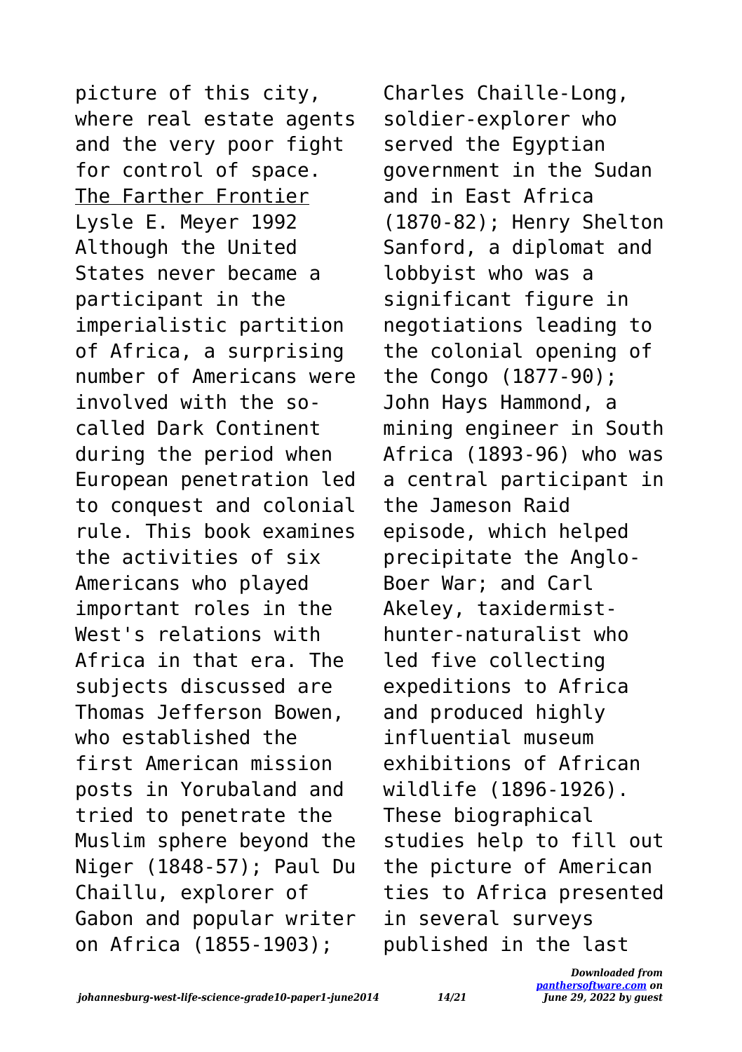picture of this city, where real estate agents and the very poor fight for control of space.

The Farther Frontier

Lysle E. Meyer 1992 Although the United States never became a participant in the imperialistic partition of Africa, a surprising number of Americans were involved with the so-called Dark Continent during the period when European penetration led to conquest and colonial rule. This book examines the activities of six Americans who played important roles in the West's relations with Africa in that era. The subjects discussed are Thomas Jefferson Bowen, who established the first American mission posts in Yorubaland and tried to penetrate the Muslim sphere beyond the Niger (1848-57); Paul Du Chaillu, explorer of Gabon and popular writer on Africa (1855-1903); Charles Chaille-Long, soldier-explorer who served the Egyptian government in the Sudan and in East Africa (1870-82); Henry Shelton Sanford, a diplomat and lobbyist who was a significant figure in negotiations leading to the colonial opening of the Congo (1877-90); John Hays Hammond, a mining engineer in South Africa (1893-96) who was a central participant in the Jameson Raid episode, which helped precipitate the Anglo-Boer War; and Carl Akeley, taxidermist-hunter-naturalist who led five collecting expeditions to Africa and produced highly influential museum exhibitions of African wildlife (1896-1926). These biographical studies help to fill out the picture of American ties to Africa presented in several surveys published in the last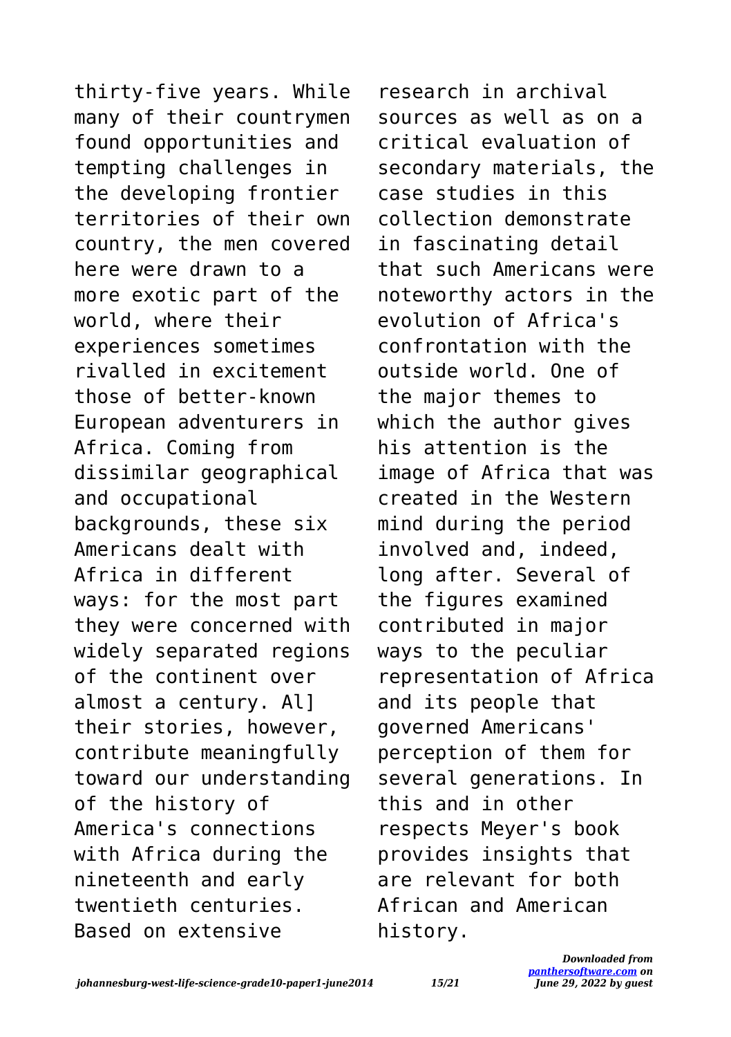thirty-five years. While many of their countrymen found opportunities and tempting challenges in the developing frontier territories of their own country, the men covered here were drawn to a more exotic part of the world, where their experiences sometimes rivalled in excitement those of better-known European adventurers in Africa. Coming from dissimilar geographical and occupational backgrounds, these six Americans dealt with Africa in different ways: for the most part they were concerned with widely separated regions of the continent over almost a century. Al] their stories, however, contribute meaningfully toward our understanding of the history of America's connections with Africa during the nineteenth and early twentieth centuries. Based on extensive research in archival sources as well as on a critical evaluation of secondary materials, the case studies in this collection demonstrate in fascinating detail that such Americans were noteworthy actors in the evolution of Africa's confrontation with the outside world. One of the major themes to which the author gives his attention is the image of Africa that was created in the Western mind during the period involved and, indeed, long after. Several of the figures examined contributed in major ways to the peculiar representation of Africa and its people that governed Americans' perception of them for several generations. In this and in other respects Meyer's book provides insights that are relevant for both African and American history.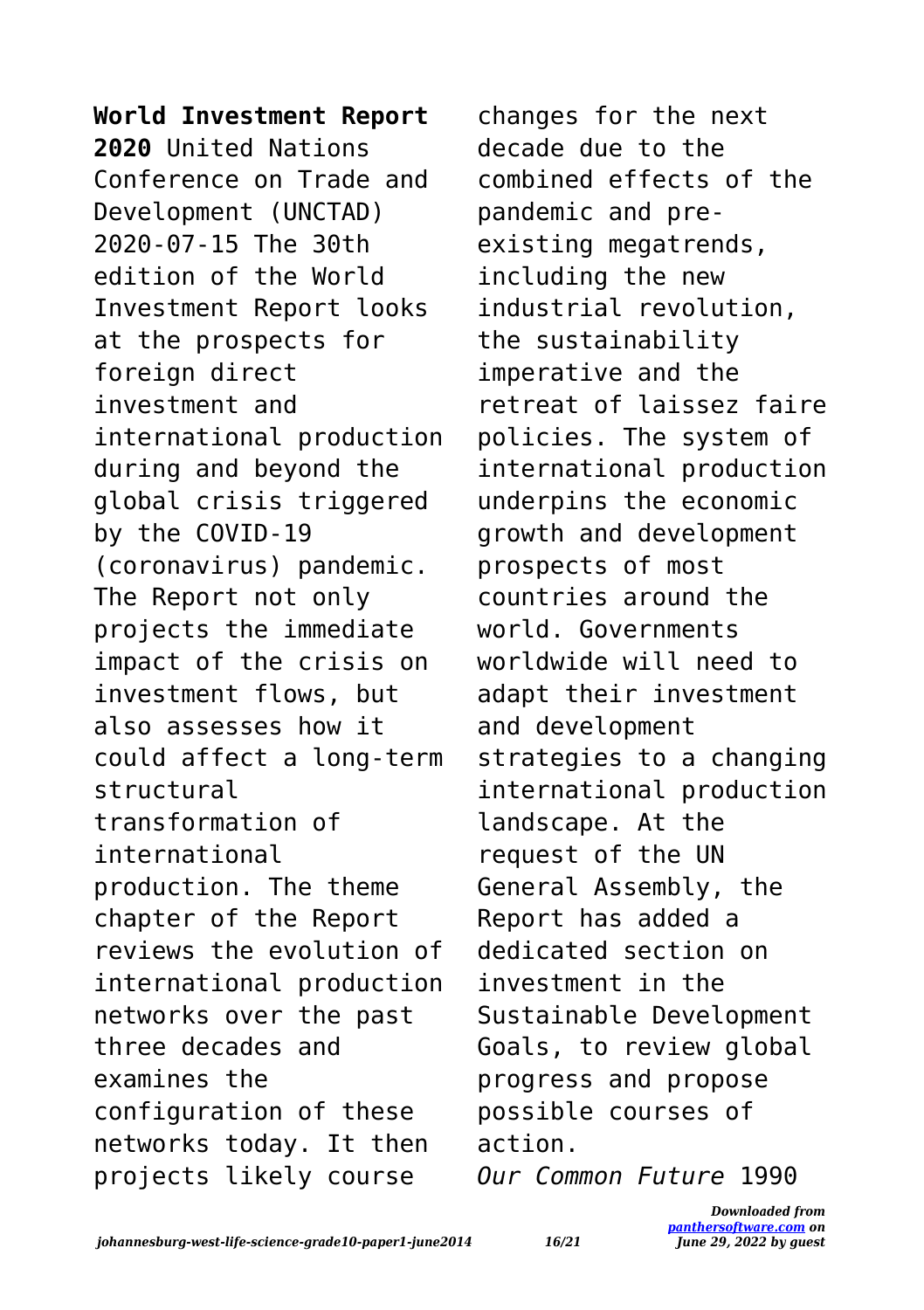**World Investment Report 2020** United Nations Conference on Trade and Development (UNCTAD) 2020-07-15 The 30th edition of the World Investment Report looks at the prospects for foreign direct investment and international production during and beyond the global crisis triggered by the COVID-19 (coronavirus) pandemic. The Report not only projects the immediate impact of the crisis on investment flows, but also assesses how it could affect a long-term structural transformation of international production. The theme chapter of the Report reviews the evolution of international production networks over the past three decades and examines the configuration of these networks today. It then projects likely course changes for the next decade due to the combined effects of the pandemic and pre-existing megatrends, including the new industrial revolution, the sustainability imperative and the retreat of laissez faire policies. The system of international production underpins the economic growth and development prospects of most countries around the world. Governments worldwide will need to adapt their investment and development strategies to a changing international production landscape. At the request of the UN General Assembly, the Report has added a dedicated section on investment in the Sustainable Development Goals, to review global progress and propose possible courses of action.

*Our Common Future* 1990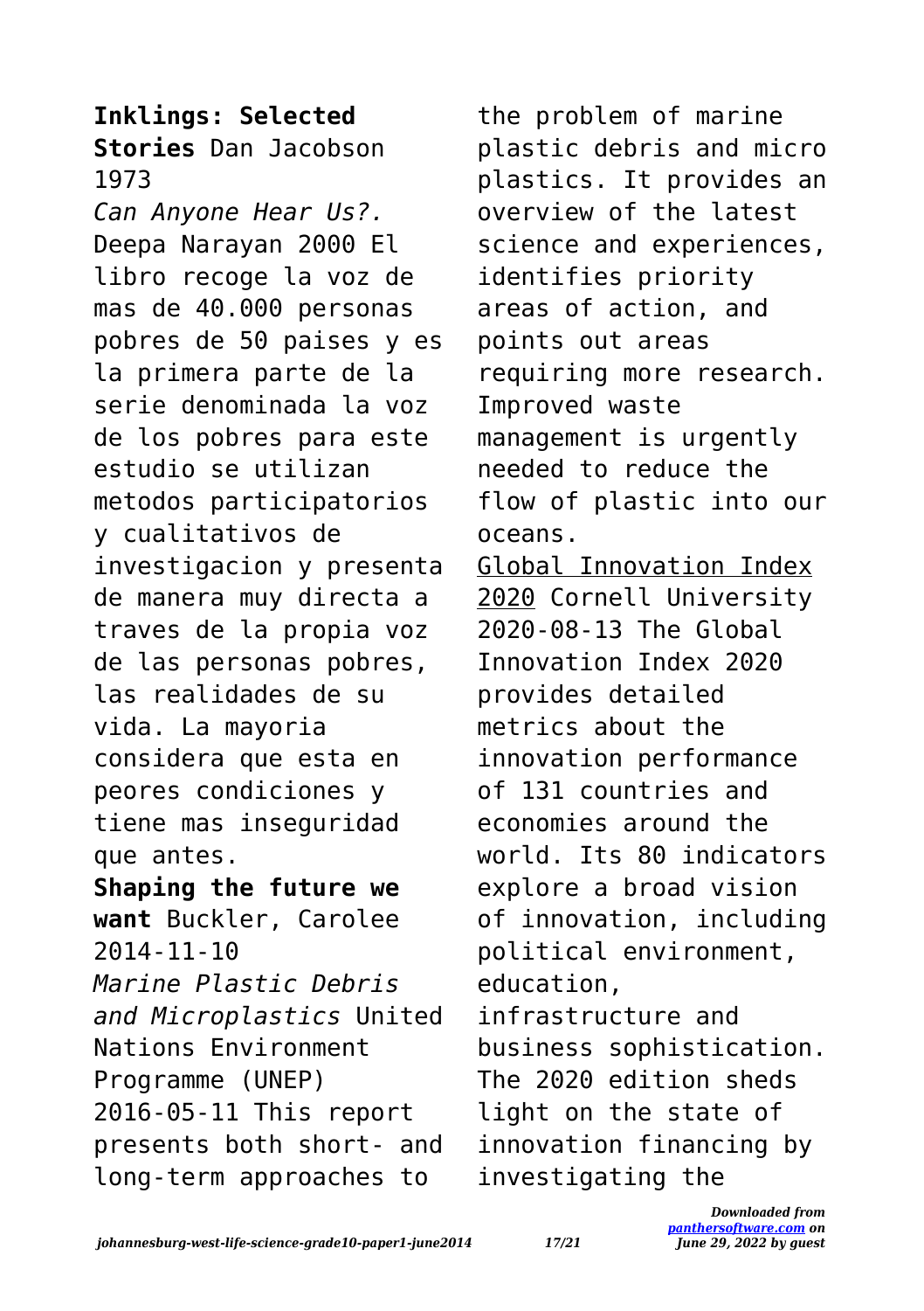**Inklings: Selected Stories** Dan Jacobson 1973

*Can Anyone Hear Us?.* Deepa Narayan 2000 El libro recoge la voz de mas de 40.000 personas pobres de 50 paises y es la primera parte de la serie denominada la voz de los pobres para este estudio se utilizan metodos participatorios y cualitativos de investigacion y presenta de manera muy directa a traves de la propia voz de las personas pobres, las realidades de su vida. La mayoria considera que esta en peores condiciones y tiene mas inseguridad que antes.

**Shaping the future we want** Buckler, Carolee 2014-11-10

*Marine Plastic Debris and Microplastics* United Nations Environment Programme (UNEP) 2016-05-11 This report presents both short- and long-term approaches to the problem of marine plastic debris and micro plastics. It provides an overview of the latest science and experiences, identifies priority areas of action, and points out areas requiring more research. Improved waste management is urgently needed to reduce the flow of plastic into our oceans.

Global Innovation Index 2020 Cornell University 2020-08-13 The Global Innovation Index 2020 provides detailed metrics about the innovation performance of 131 countries and economies around the world. Its 80 indicators explore a broad vision of innovation, including political environment, education, infrastructure and business sophistication. The 2020 edition sheds light on the state of innovation financing by investigating the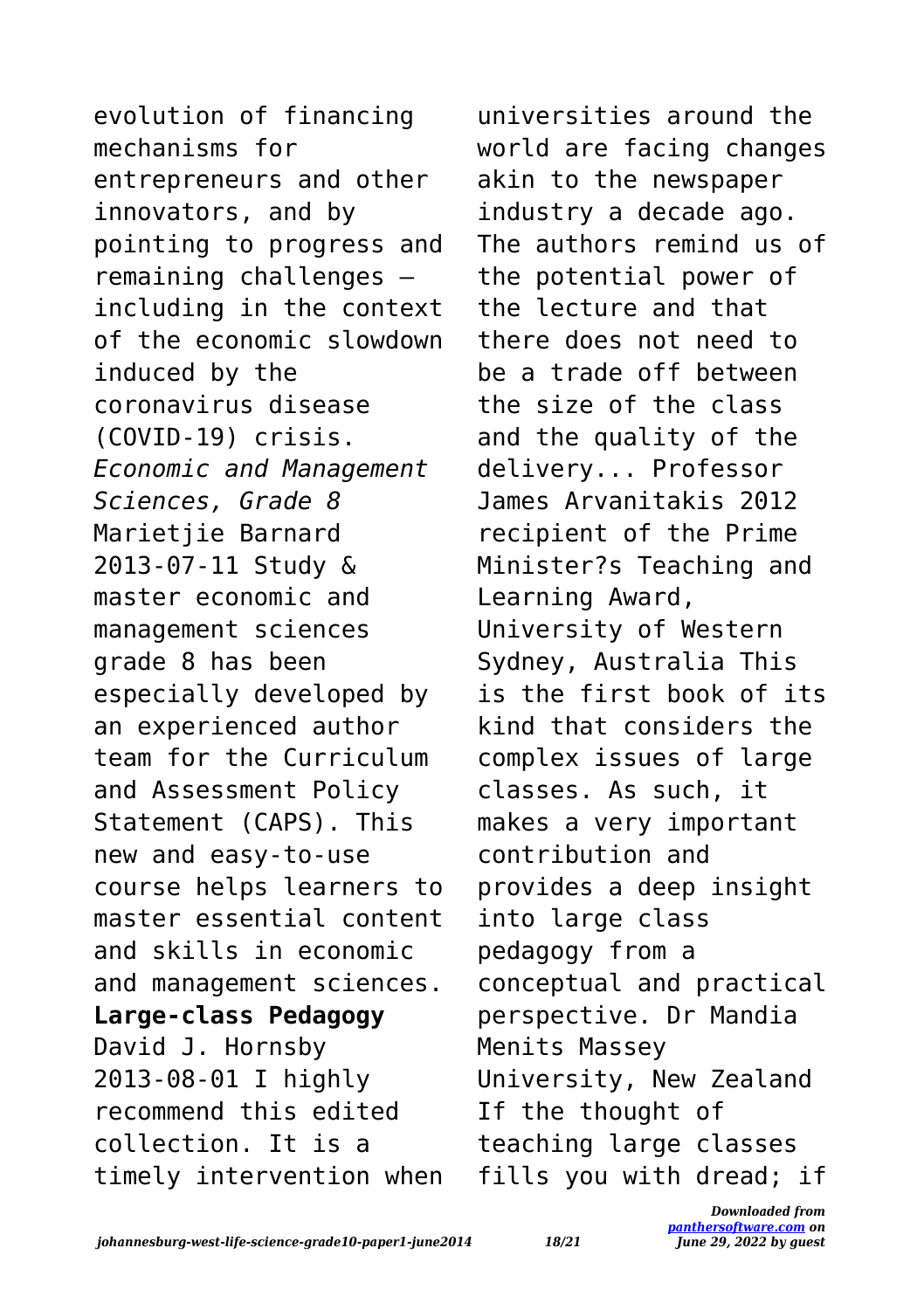evolution of financing mechanisms for entrepreneurs and other innovators, and by pointing to progress and remaining challenges – including in the context of the economic slowdown induced by the coronavirus disease (COVID-19) crisis.

*Economic and Management Sciences, Grade 8* Marietjie Barnard 2013-07-11 Study & master economic and management sciences grade 8 has been especially developed by an experienced author team for the Curriculum and Assessment Policy Statement (CAPS). This new and easy-to-use course helps learners to master essential content and skills in economic and management sciences.

**Large-class Pedagogy** David J. Hornsby 2013-08-01 I highly recommend this edited collection. It is a timely intervention when universities around the world are facing changes akin to the newspaper industry a decade ago. The authors remind us of the potential power of the lecture and that there does not need to be a trade off between the size of the class and the quality of the delivery... Professor James Arvanitakis 2012 recipient of the Prime Minister?s Teaching and Learning Award, University of Western Sydney, Australia This is the first book of its kind that considers the complex issues of large classes. As such, it makes a very important contribution and provides a deep insight into large class pedagogy from a conceptual and practical perspective. Dr Mandia Menits Massey University, New Zealand If the thought of teaching large classes fills you with dread; if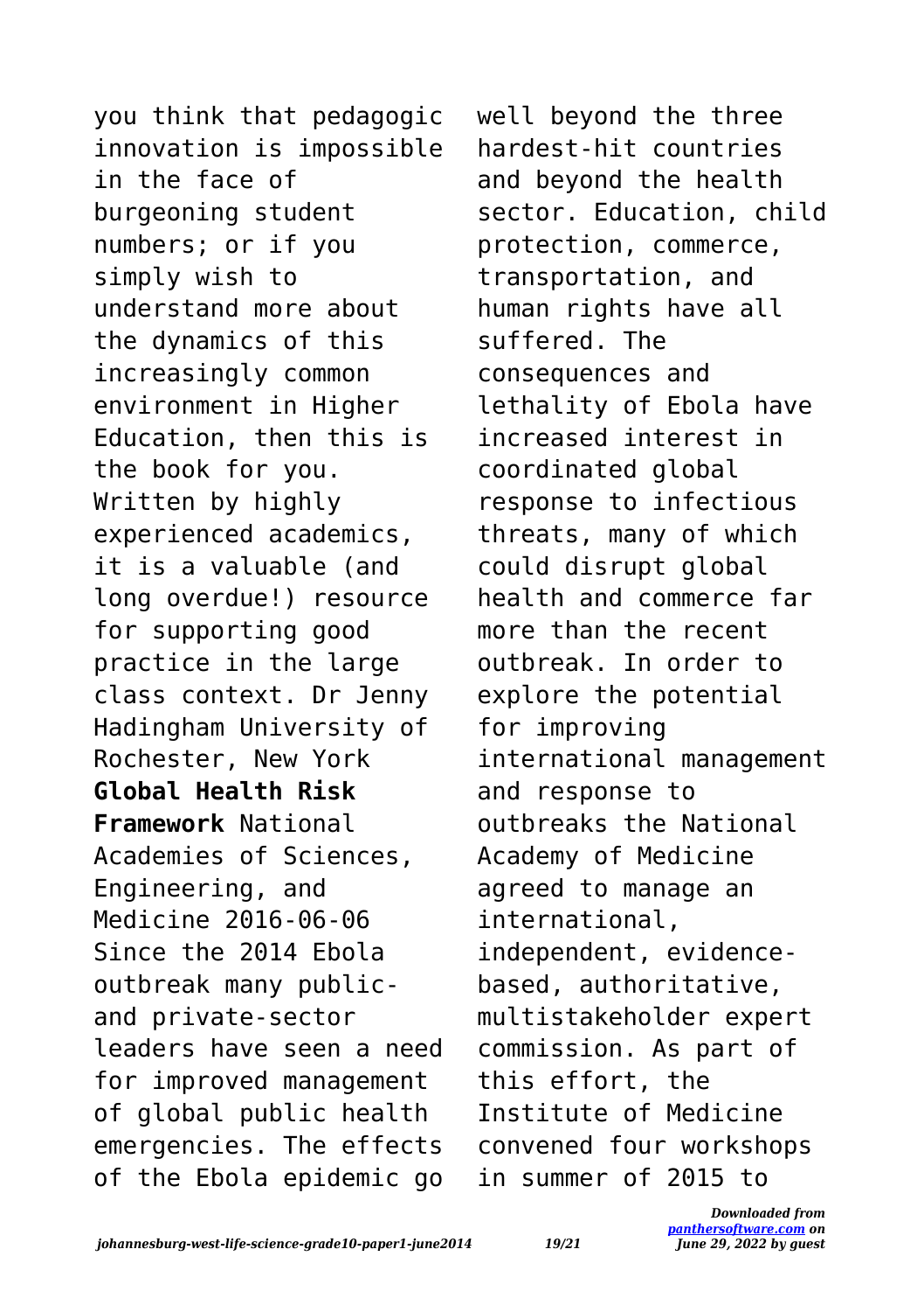you think that pedagogic innovation is impossible in the face of burgeoning student numbers; or if you simply wish to understand more about the dynamics of this increasingly common environment in Higher Education, then this is the book for you. Written by highly experienced academics, it is a valuable (and long overdue!) resource for supporting good practice in the large class context. Dr Jenny Hadingham University of Rochester, New York

**Global Health Risk Framework** National Academies of Sciences, Engineering, and Medicine 2016-06-06 Since the 2014 Ebola outbreak many public- and private-sector leaders have seen a need for improved management of global public health emergencies. The effects of the Ebola epidemic go well beyond the three hardest-hit countries and beyond the health sector. Education, child protection, commerce, transportation, and human rights have all suffered. The consequences and lethality of Ebola have increased interest in coordinated global response to infectious threats, many of which could disrupt global health and commerce far more than the recent outbreak. In order to explore the potential for improving international management and response to outbreaks the National Academy of Medicine agreed to manage an international, independent, evidence-based, authoritative, multistakeholder expert commission. As part of this effort, the Institute of Medicine convened four workshops in summer of 2015 to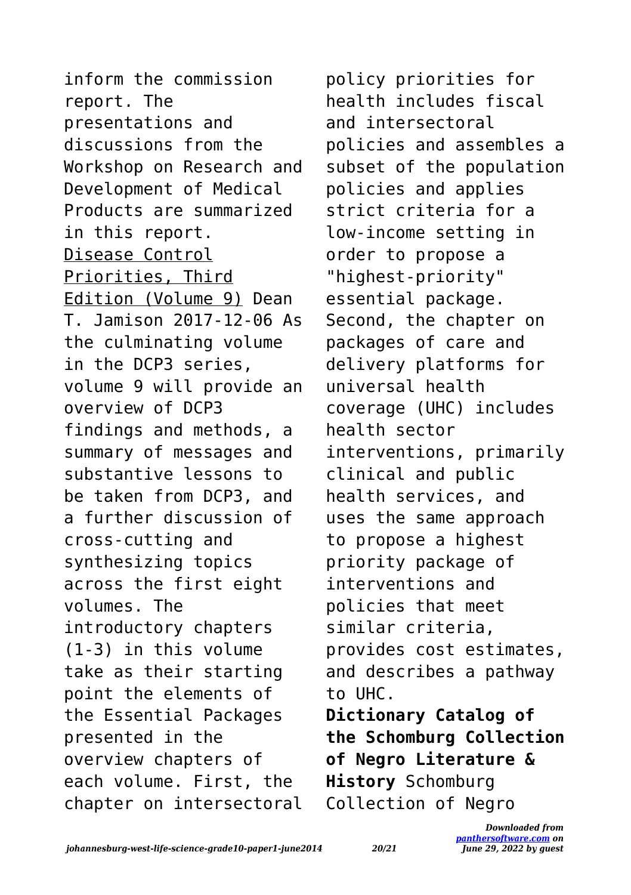inform the commission report. The presentations and discussions from the Workshop on Research and Development of Medical Products are summarized in this report.

Disease Control Priorities, Third Edition (Volume 9) Dean T. Jamison 2017-12-06 As the culminating volume in the DCP3 series, volume 9 will provide an overview of DCP3 findings and methods, a summary of messages and substantive lessons to be taken from DCP3, and a further discussion of cross-cutting and synthesizing topics across the first eight volumes. The introductory chapters (1-3) in this volume take as their starting point the elements of the Essential Packages presented in the overview chapters of each volume. First, the chapter on intersectoral policy priorities for health includes fiscal and intersectoral policies and assembles a subset of the population policies and applies strict criteria for a low-income setting in order to propose a "highest-priority" essential package. Second, the chapter on packages of care and delivery platforms for universal health coverage (UHC) includes health sector interventions, primarily clinical and public health services, and uses the same approach to propose a highest priority package of interventions and policies that meet similar criteria, provides cost estimates, and describes a pathway to UHC.

**Dictionary Catalog of the Schomburg Collection of Negro Literature & History** Schomburg Collection of Negro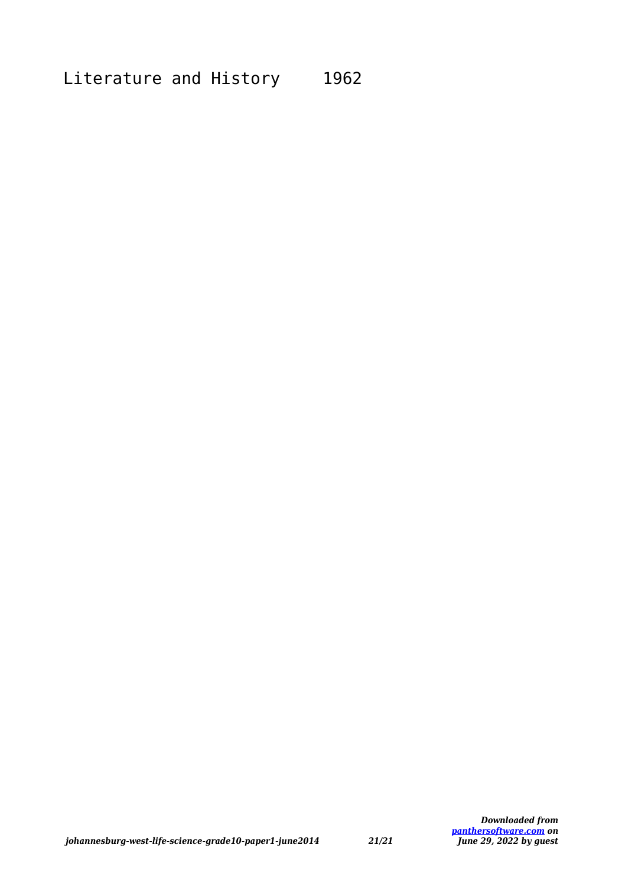Literature and History 1962